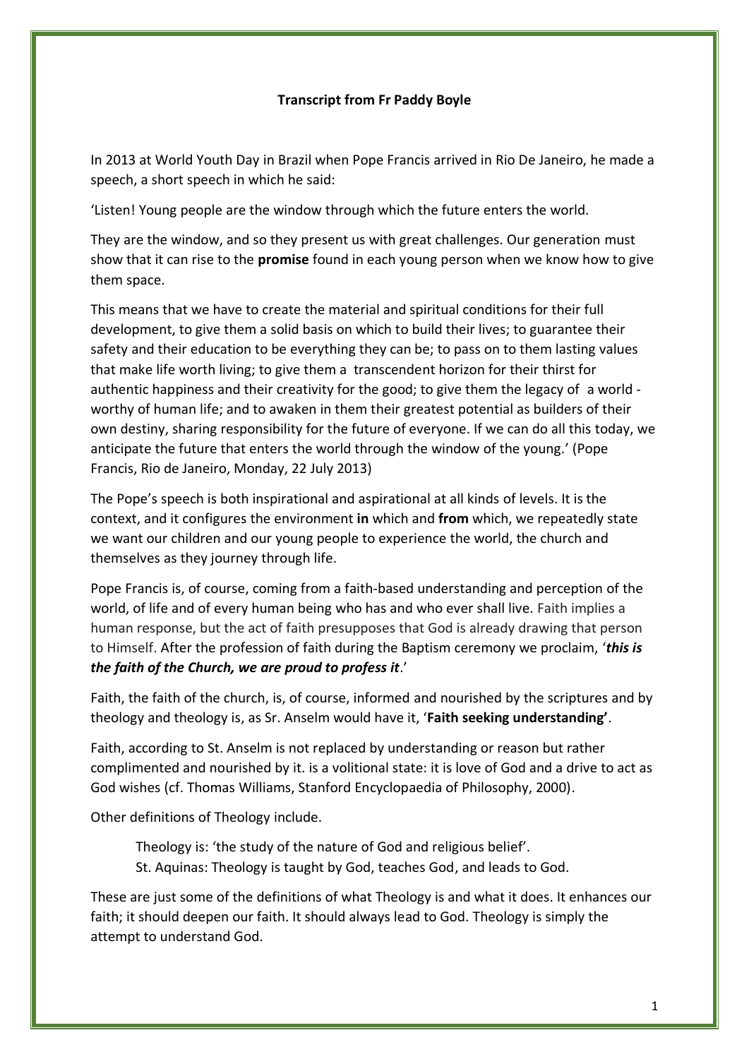**Transcript from Fr Paddy Boyle**

In 2013 at World Youth Day in Brazil when Pope Francis arrived in Rio De Janeiro, he made a speech, a short speech in which he said:

'Listen! Young people are the window through which the future enters the world.

They are the window, and so they present us with great challenges. Our generation must show that it can rise to the **promise** found in each young person when we know how to give them space.

This means that we have to create the material and spiritual conditions for their full development, to give them a solid basis on which to build their lives; to guarantee their safety and their education to be everything they can be; to pass on to them lasting values that make life worth living; to give them a transcendent horizon for their thirst for authentic happiness and their creativity for the good; to give them the legacy of a world - worthy of human life; and to awaken in them their greatest potential as builders of their own destiny, sharing responsibility for the future of everyone. If we can do all this today, we anticipate the future that enters the world through the window of the young.' (Pope Francis, Rio de Janeiro, Monday, 22 July 2013)

The Pope's speech is both inspirational and aspirational at all kinds of levels. It is the context, and it configures the environment **in** which and **from** which, we repeatedly state we want our children and our young people to experience the world, the church and themselves as they journey through life.

Pope Francis is, of course, coming from a faith-based understanding and perception of the world, of life and of every human being who has and who ever shall live. Faith implies a human response, but the act of faith presupposes that God is already drawing that person to Himself. After the profession of faith during the Baptism ceremony we proclaim, '***this is the faith of the Church, we are proud to profess it***.'

Faith, the faith of the church, is, of course, informed and nourished by the scriptures and by theology and theology is, as Sr. Anselm would have it, '**Faith seeking understanding'**.

Faith, according to St. Anselm is not replaced by understanding or reason but rather complimented and nourished by it. is a volitional state: it is love of God and a drive to act as God wishes (cf. Thomas Williams, Stanford Encyclopaedia of Philosophy, 2000).

Other definitions of Theology include.

> Theology is: 'the study of the nature of God and religious belief'.
> St. Aquinas: Theology is taught by God, teaches God, and leads to God.

These are just some of the definitions of what Theology is and what it does. It enhances our faith; it should deepen our faith. It should always lead to God. Theology is simply the attempt to understand God.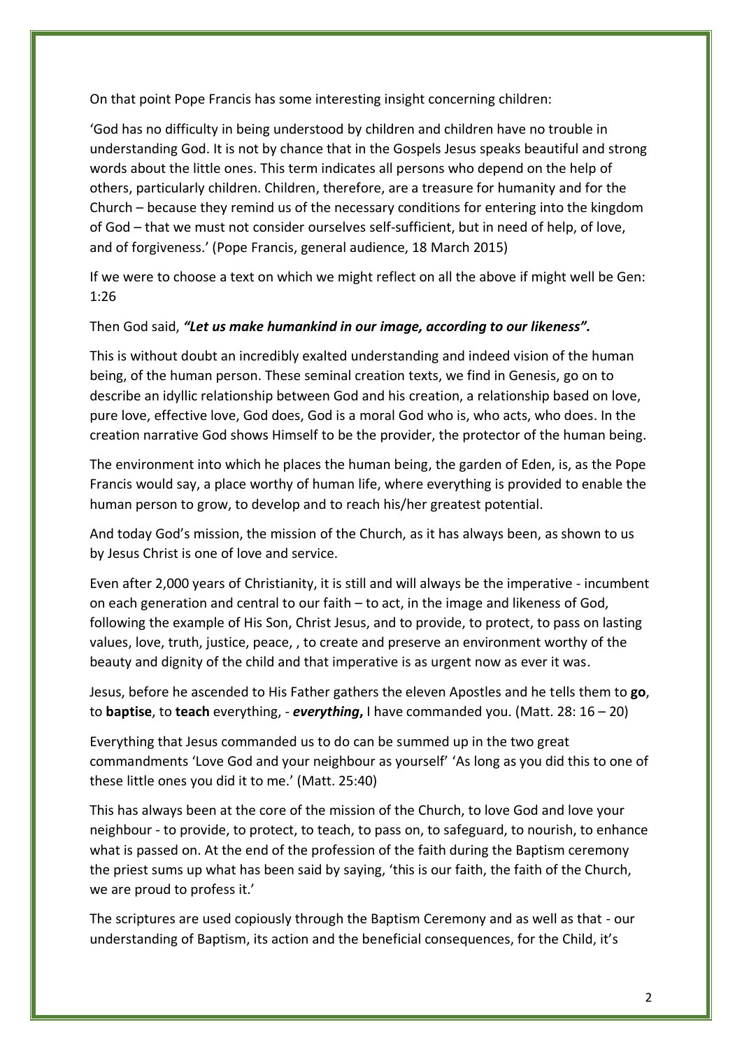On that point Pope Francis has some interesting insight concerning children:

'God has no difficulty in being understood by children and children have no trouble in understanding God. It is not by chance that in the Gospels Jesus speaks beautiful and strong words about the little ones. This term indicates all persons who depend on the help of others, particularly children. Children, therefore, are a treasure for humanity and for the Church – because they remind us of the necessary conditions for entering into the kingdom of God – that we must not consider ourselves self-sufficient, but in need of help, of love, and of forgiveness.' (Pope Francis, general audience, 18 March 2015)

If we were to choose a text on which we might reflect on all the above if might well be Gen: 1:26

Then God said, ***"Let us make humankind in our image, according to our likeness".***

This is without doubt an incredibly exalted understanding and indeed vision of the human being, of the human person. These seminal creation texts, we find in Genesis, go on to describe an idyllic relationship between God and his creation, a relationship based on love, pure love, effective love, God does, God is a moral God who is, who acts, who does. In the creation narrative God shows Himself to be the provider, the protector of the human being.

The environment into which he places the human being, the garden of Eden, is, as the Pope Francis would say, a place worthy of human life, where everything is provided to enable the human person to grow, to develop and to reach his/her greatest potential.

And today God's mission, the mission of the Church, as it has always been, as shown to us by Jesus Christ is one of love and service.

Even after 2,000 years of Christianity, it is still and will always be the imperative - incumbent on each generation and central to our faith – to act, in the image and likeness of God, following the example of His Son, Christ Jesus, and to provide, to protect, to pass on lasting values, love, truth, justice, peace, , to create and preserve an environment worthy of the beauty and dignity of the child and that imperative is as urgent now as ever it was.

Jesus, before he ascended to His Father gathers the eleven Apostles and he tells them to **go**, to **baptise**, to **teach** everything, - ***everything*,** I have commanded you. (Matt. 28: 16 – 20)

Everything that Jesus commanded us to do can be summed up in the two great commandments 'Love God and your neighbour as yourself' 'As long as you did this to one of these little ones you did it to me.' (Matt. 25:40)

This has always been at the core of the mission of the Church, to love God and love your neighbour - to provide, to protect, to teach, to pass on, to safeguard, to nourish, to enhance what is passed on. At the end of the profession of the faith during the Baptism ceremony the priest sums up what has been said by saying, 'this is our faith, the faith of the Church, we are proud to profess it.'

The scriptures are used copiously through the Baptism Ceremony and as well as that - our understanding of Baptism, its action and the beneficial consequences, for the Child, it's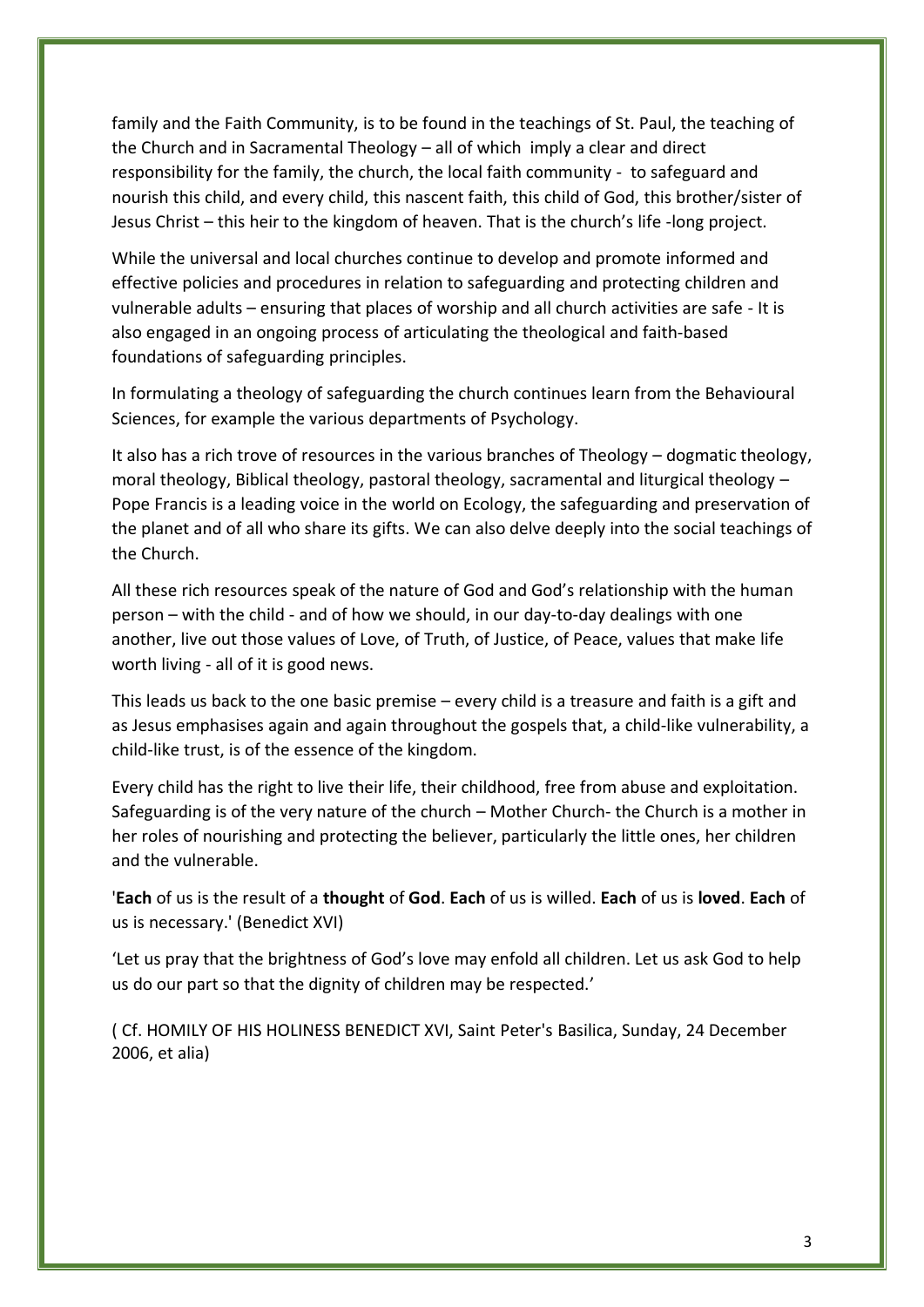family and the Faith Community, is to be found in the teachings of St. Paul, the teaching of the Church and in Sacramental Theology – all of which imply a clear and direct responsibility for the family, the church, the local faith community - to safeguard and nourish this child, and every child, this nascent faith, this child of God, this brother/sister of Jesus Christ – this heir to the kingdom of heaven. That is the church's life -long project.

While the universal and local churches continue to develop and promote informed and effective policies and procedures in relation to safeguarding and protecting children and vulnerable adults – ensuring that places of worship and all church activities are safe - It is also engaged in an ongoing process of articulating the theological and faith-based foundations of safeguarding principles.

In formulating a theology of safeguarding the church continues learn from the Behavioural Sciences, for example the various departments of Psychology.

It also has a rich trove of resources in the various branches of Theology – dogmatic theology, moral theology, Biblical theology, pastoral theology, sacramental and liturgical theology – Pope Francis is a leading voice in the world on Ecology, the safeguarding and preservation of the planet and of all who share its gifts. We can also delve deeply into the social teachings of the Church.

All these rich resources speak of the nature of God and God's relationship with the human person – with the child - and of how we should, in our day-to-day dealings with one another, live out those values of Love, of Truth, of Justice, of Peace, values that make life worth living - all of it is good news.

This leads us back to the one basic premise – every child is a treasure and faith is a gift and as Jesus emphasises again and again throughout the gospels that, a child-like vulnerability, a child-like trust, is of the essence of the kingdom.

Every child has the right to live their life, their childhood, free from abuse and exploitation. Safeguarding is of the very nature of the church – Mother Church- the Church is a mother in her roles of nourishing and protecting the believer, particularly the little ones, her children and the vulnerable.

'**Each** of us is the result of a **thought** of **God**. **Each** of us is willed. **Each** of us is **loved**. **Each** of us is necessary.' (Benedict XVI)

'Let us pray that the brightness of God's love may enfold all children. Let us ask God to help us do our part so that the dignity of children may be respected.'

( Cf. HOMILY OF HIS HOLINESS BENEDICT XVI, Saint Peter's Basilica, Sunday, 24 December 2006, et alia)